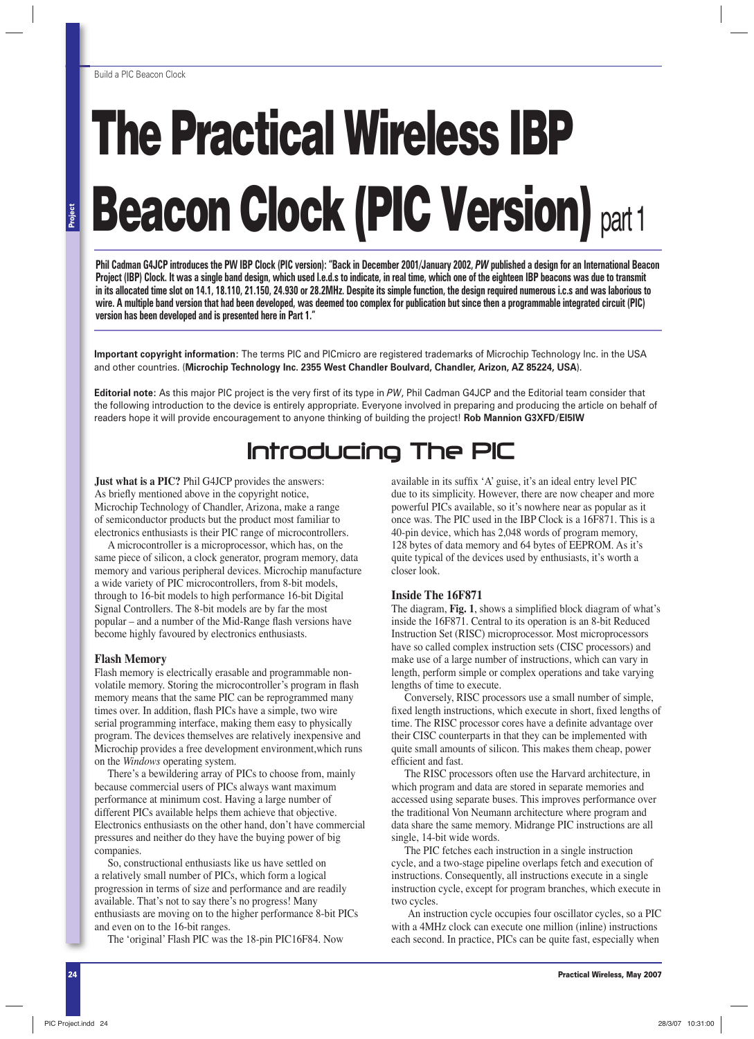# The Practical Wireless IBP Beacon Clock (PIC Version) part 1

**Phil Cadman G4JCP introduces the PW IBP Clock (PIC version): "Back in December 2001/January 2002, *PW* published a design for an International Beacon Project (IBP) Clock. It was a single band design, which used l.e.d.s to indicate, in real time, which one of the eighteen IBP beacons was due to transmit in its allocated time slot on 14.1, 18.110, 21.150, 24.930 or 28.2MHz. Despite its simple function, the design required numerous i.c.s and was laborious to wire. A multiple band version that had been developed, was deemed too complex for publication but since then a programmable integrated circuit (PIC) version has been developed and is presented here in Part 1."**

**Important copyright information:** The terms PIC and PICmicro are registered trademarks of Microchip Technology Inc. in the USA and other countries. (**Microchip Technology Inc. 2355 West Chandler Boulvard, Chandler, Arizon, AZ 85224, USA**).

**Editorial note:** As this major PIC project is the very first of its type in *PW*, Phil Cadman G4JCP and the Editorial team consider that the following introduction to the device is entirely appropriate. Everyone involved in preparing and producing the article on behalf of readers hope it will provide encouragement to anyone thinking of building the project! **Rob Mannion G3XFD/EI5IW**

## Introducing The PIC

**Just what is a PIC?** Phil G4JCP provides the answers: As briefly mentioned above in the copyright notice, Microchip Technology of Chandler, Arizona, make a range of semiconductor products but the product most familiar to electronics enthusiasts is their PIC range of microcontrollers.

A microcontroller is a microprocessor, which has, on the same piece of silicon, a clock generator, program memory, data memory and various peripheral devices. Microchip manufacture a wide variety of PIC microcontrollers, from 8-bit models, through to 16-bit models to high performance 16-bit Digital Signal Controllers. The 8-bit models are by far the most popular – and a number of the Mid-Range flash versions have become highly favoured by electronics enthusiasts.

### Flash Memory

Flash memory is electrically erasable and programmable non-volatile memory. Storing the microcontroller's program in flash memory means that the same PIC can be reprogrammed many times over. In addition, flash PICs have a simple, two wire serial programming interface, making them easy to physically program. The devices themselves are relatively inexpensive and Microchip provides a free development environment,which runs on the *Windows* operating system.

There's a bewildering array of PICs to choose from, mainly because commercial users of PICs always want maximum performance at minimum cost. Having a large number of different PICs available helps them achieve that objective. Electronics enthusiasts on the other hand, don't have commercial pressures and neither do they have the buying power of big companies.

So, constructional enthusiasts like us have settled on a relatively small number of PICs, which form a logical progression in terms of size and performance and are readily available. That's not to say there's no progress! Many enthusiasts are moving on to the higher performance 8-bit PICs and even on to the 16-bit ranges.

The 'original' Flash PIC was the 18-pin PIC16F84. Now available in its suffix 'A' guise, it's an ideal entry level PIC due to its simplicity. However, there are now cheaper and more powerful PICs available, so it's nowhere near as popular as it once was. The PIC used in the IBP Clock is a 16F871. This is a 40-pin device, which has 2,048 words of program memory, 128 bytes of data memory and 64 bytes of EEPROM. As it's quite typical of the devices used by enthusiasts, it's worth a closer look.

### Inside The 16F871

The diagram, **Fig. 1**, shows a simplified block diagram of what's inside the 16F871. Central to its operation is an 8-bit Reduced Instruction Set (RISC) microprocessor. Most microprocessors have so called complex instruction sets (CISC processors) and make use of a large number of instructions, which can vary in length, perform simple or complex operations and take varying lengths of time to execute.

Conversely, RISC processors use a small number of simple, fixed length instructions, which execute in short, fixed lengths of time. The RISC processor cores have a definite advantage over their CISC counterparts in that they can be implemented with quite small amounts of silicon. This makes them cheap, power efficient and fast.

The RISC processors often use the Harvard architecture, in which program and data are stored in separate memories and accessed using separate buses. This improves performance over the traditional Von Neumann architecture where program and data share the same memory. Midrange PIC instructions are all single, 14-bit wide words.

The PIC fetches each instruction in a single instruction cycle, and a two-stage pipeline overlaps fetch and execution of instructions. Consequently, all instructions execute in a single instruction cycle, except for program branches, which execute in two cycles.

An instruction cycle occupies four oscillator cycles, so a PIC with a 4MHz clock can execute one million (inline) instructions each second. In practice, PICs can be quite fast, especially when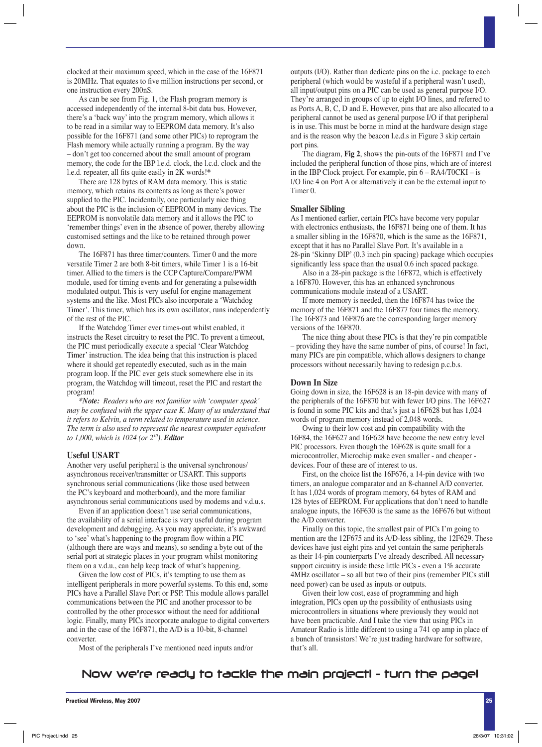clocked at their maximum speed, which in the case of the 16F871 is 20MHz. That equates to five million instructions per second, or one instruction every 200nS.

As can be see from Fig. 1, the Flash program memory is accessed independently of the internal 8-bit data bus. However, there's a 'back way' into the program memory, which allows it to be read in a similar way to EEPROM data memory. It's also possible for the 16F871 (and some other PICs) to reprogram the Flash memory while actually running a program. By the way – don't get too concerned about the small amount of program memory, the code for the IBP l.e.d. clock, the l.c.d. clock and the l.e.d. repeater, all fits quite easily in 2K words!*

There are 128 bytes of RAM data memory. This is static memory, which retains its contents as long as there's power supplied to the PIC. Incidentally, one particularly nice thing about the PIC is the inclusion of EEPROM in many devices. The EEPROM is nonvolatile data memory and it allows the PIC to 'remember things' even in the absence of power, thereby allowing customised settings and the like to be retained through power down.

The 16F871 has three timer/counters. Timer 0 and the more versatile Timer 2 are both 8-bit timers, while Timer 1 is a 16-bit timer. Allied to the timers is the CCP Capture/Compare/PWM module, used for timing events and for generating a pulsewidth modulated output. This is very useful for engine management systems and the like. Most PICs also incorporate a 'Watchdog Timer'. This timer, which has its own oscillator, runs independently of the rest of the PIC.

If the Watchdog Timer ever times-out whilst enabled, it instructs the Reset circuitry to reset the PIC. To prevent a timeout, the PIC must periodically execute a special 'Clear Watchdog Timer' instruction. The idea being that this instruction is placed where it should get repeatedly executed, such as in the main program loop. If the PIC ever gets stuck somewhere else in its program, the Watchdog will timeout, reset the PIC and restart the program!

***Note:*** *Readers who are not familiar with 'computer speak' may be confused with the upper case K. Many of us understand that it refers to Kelvin, a term related to temperature used in science. The term is also used to represent the nearest computer equivalent to 1,000, which is 1024 (or* $2^{10}$*).* ***Editor***

### Useful USART

Another very useful peripheral is the universal synchronous/asynchronous receiver/transmitter or USART. This supports synchronous serial communications (like those used between the PC's keyboard and motherboard), and the more familiar asynchronous serial communications used by modems and v.d.u.s.

Even if an application doesn't use serial communications, the availability of a serial interface is very useful during program development and debugging. As you may appreciate, it's awkward to 'see' what's happening to the program flow within a PIC (although there are ways and means), so sending a byte out of the serial port at strategic places in your program whilst monitoring them on a v.d.u., can help keep track of what's happening.

Given the low cost of PICs, it's tempting to use them as intelligent peripherals in more powerful systems. To this end, some PICs have a Parallel Slave Port or PSP. This module allows parallel communications between the PIC and another processor to be controlled by the other processor without the need for additional logic. Finally, many PICs incorporate analogue to digital converters and in the case of the 16F871, the A/D is a 10-bit, 8-channel converter.

Most of the peripherals I've mentioned need inputs and/or outputs (I/O). Rather than dedicate pins on the i.c. package to each peripheral (which would be wasteful if a peripheral wasn't used), all input/output pins on a PIC can be used as general purpose I/O. They're arranged in groups of up to eight I/O lines, and referred to as Ports A, B, C, D and E. However, pins that are also allocated to a peripheral cannot be used as general purpose I/O if that peripheral is in use. This must be borne in mind at the hardware design stage and is the reason why the beacon l.e.d.s in Figure 3 skip certain port pins.

The diagram, **Fig 2**, shows the pin-outs of the 16F871 and I've included the peripheral function of those pins, which are of interest in the IBP Clock project. For example, pin 6 – RA4/T0CKI – is I/O line 4 on Port A or alternatively it can be the external input to Timer 0.

### Smaller Sibling

As I mentioned earlier, certain PICs have become very popular with electronics enthusiasts, the 16F871 being one of them. It has a smaller sibling in the 16F870, which is the same as the 16F871, except that it has no Parallel Slave Port. It's available in a 28-pin 'Skinny DIP' (0.3 inch pin spacing) package which occupies significantly less space than the usual 0.6 inch spaced package.

Also in a 28-pin package is the 16F872, which is effectively a 16F870. However, this has an enhanced synchronous communications module instead of a USART.

If more memory is needed, then the 16F874 has twice the memory of the 16F871 and the 16F877 four times the memory. The 16F873 and 16F876 are the corresponding larger memory versions of the 16F870.

The nice thing about these PICs is that they're pin compatible – providing they have the same number of pins, of course! In fact, many PICs are pin compatible, which allows designers to change processors without necessarily having to redesign p.c.b.s.

### Down In Size

Going down in size, the 16F628 is an 18-pin device with many of the peripherals of the 16F870 but with fewer I/O pins. The 16F627 is found in some PIC kits and that's just a 16F628 but has 1,024 words of program memory instead of 2,048 words.

Owing to their low cost and pin compatibility with the 16F84, the 16F627 and 16F628 have become the new entry level PIC processors. Even though the 16F628 is quite small for a microcontroller, Microchip make even smaller - and cheaper - devices. Four of these are of interest to us.

First, on the choice list the 16F676, a 14-pin device with two timers, an analogue comparator and an 8-channel A/D converter. It has 1,024 words of program memory, 64 bytes of RAM and 128 bytes of EEPROM. For applications that don't need to handle analogue inputs, the 16F630 is the same as the 16F676 but without the A/D converter.

Finally on this topic, the smallest pair of PICs I'm going to mention are the 12F675 and its A/D-less sibling, the 12F629. These devices have just eight pins and yet contain the same peripherals as their 14-pin counterparts I've already described. All necessary support circuitry is inside these little PICs - even a 1% accurate 4MHz oscillator – so all but two of their pins (remember PICs still need power) can be used as inputs or outputs.

Given their low cost, ease of programming and high integration, PICs open up the possibility of enthusiasts using microcontrollers in situations where previously they would not have been practicable. And I take the view that using PICs in Amateur Radio is little different to using a 741 op amp in place of a bunch of transistors! We're just trading hardware for software, that's all.

**Now we're ready to tackle the main project! - turn the page!**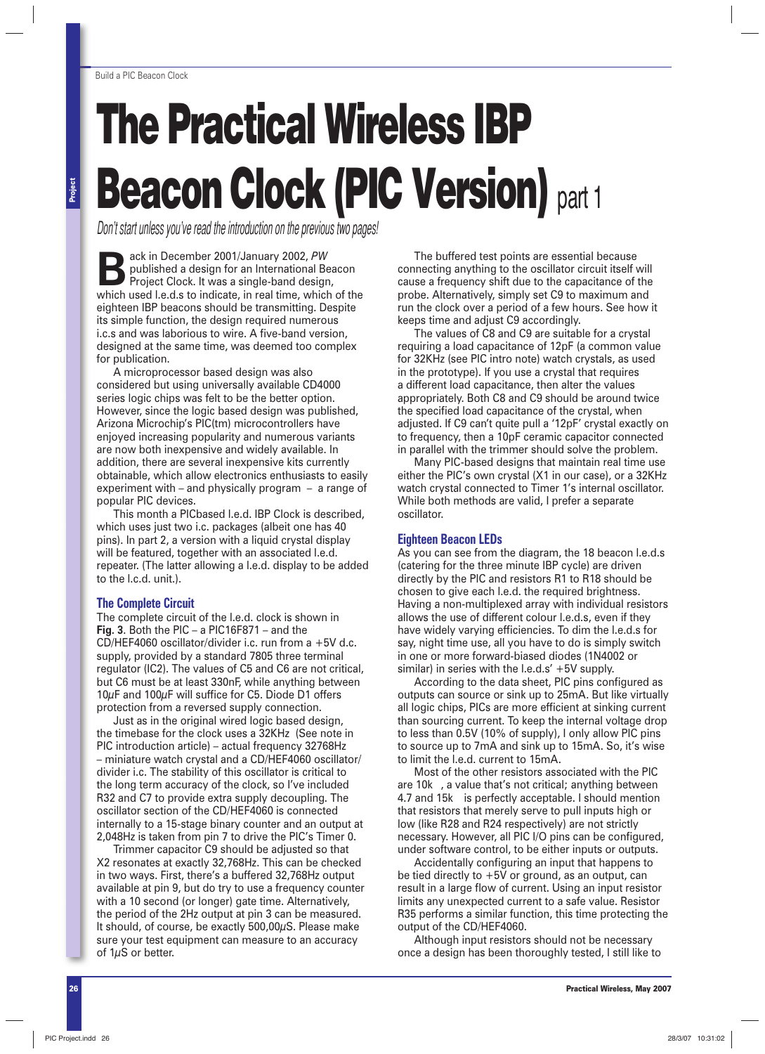Build a PIC Beacon Clock

# The Practical Wireless IBP Beacon Clock (PIC Version) part 1

*Don't start unless you've read the introduction on the previous two pages!*

Back in December 2001/January 2002, *PW* published a design for an International Beacon Project Clock. It was a single-band design, which used l.e.d.s to indicate, in real time, which of the eighteen IBP beacons should be transmitting. Despite its simple function, the design required numerous i.c.s and was laborious to wire. A five-band version, designed at the same time, was deemed too complex for publication.

A microprocessor based design was also considered but using universally available CD4000 series logic chips was felt to be the better option. However, since the logic based design was published, Arizona Microchip's PIC(tm) microcontrollers have enjoyed increasing popularity and numerous variants are now both inexpensive and widely available. In addition, there are several inexpensive kits currently obtainable, which allow electronics enthusiasts to easily experiment with – and physically program – a range of popular PIC devices.

This month a PICbased l.e.d. IBP Clock is described, which uses just two i.c. packages (albeit one has 40 pins). In part 2, a version with a liquid crystal display will be featured, together with an associated l.e.d. repeater. (The latter allowing a l.e.d. display to be added to the l.c.d. unit.).

### The Complete Circuit

The complete circuit of the l.e.d. clock is shown in **Fig. 3**. Both the PIC – a PIC16F871 – and the CD/HEF4060 oscillator/divider i.c. run from a +5V d.c. supply, provided by a standard 7805 three terminal regulator (IC2). The values of C5 and C6 are not critical, but C6 must be at least 330nF, while anything between 10$\mu$F and 100$\mu$F will suffice for C5. Diode D1 offers protection from a reversed supply connection.

Just as in the original wired logic based design, the timebase for the clock uses a 32KHz (See note in PIC introduction article) – actual frequency 32768Hz – miniature watch crystal and a CD/HEF4060 oscillator/divider i.c. The stability of this oscillator is critical to the long term accuracy of the clock, so I've included R32 and C7 to provide extra supply decoupling. The oscillator section of the CD/HEF4060 is connected internally to a 15-stage binary counter and an output at 2,048Hz is taken from pin 7 to drive the PIC's Timer 0.

Trimmer capacitor C9 should be adjusted so that X2 resonates at exactly 32,768Hz. This can be checked in two ways. First, there's a buffered 32,768Hz output available at pin 9, but do try to use a frequency counter with a 10 second (or longer) gate time. Alternatively, the period of the 2Hz output at pin 3 can be measured. It should, of course, be exactly 500,00$\mu$S. Please make sure your test equipment can measure to an accuracy of 1$\mu$S or better.

The buffered test points are essential because connecting anything to the oscillator circuit itself will cause a frequency shift due to the capacitance of the probe. Alternatively, simply set C9 to maximum and run the clock over a period of a few hours. See how it keeps time and adjust C9 accordingly.

The values of C8 and C9 are suitable for a crystal requiring a load capacitance of 12pF (a common value for 32KHz (see PIC intro note) watch crystals, as used in the prototype). If you use a crystal that requires a different load capacitance, then alter the values appropriately. Both C8 and C9 should be around twice the specified load capacitance of the crystal, when adjusted. If C9 can't quite pull a '12pF' crystal exactly on to frequency, then a 10pF ceramic capacitor connected in parallel with the trimmer should solve the problem.

Many PIC-based designs that maintain real time use either the PIC's own crystal (X1 in our case), or a 32KHz watch crystal connected to Timer 1's internal oscillator. While both methods are valid, I prefer a separate oscillator.

### Eighteen Beacon LEDs

As you can see from the diagram, the 18 beacon l.e.d.s (catering for the three minute IBP cycle) are driven directly by the PIC and resistors R1 to R18 should be chosen to give each l.e.d. the required brightness. Having a non-multiplexed array with individual resistors allows the use of different colour l.e.d.s, even if they have widely varying efficiencies. To dim the l.e.d.s for say, night time use, all you have to do is simply switch in one or more forward-biased diodes (1N4002 or similar) in series with the l.e.d.s' +5V supply.

According to the data sheet, PIC pins configured as outputs can source or sink up to 25mA. But like virtually all logic chips, PICs are more efficient at sinking current than sourcing current. To keep the internal voltage drop to less than 0.5V (10% of supply), I only allow PIC pins to source up to 7mA and sink up to 15mA. So, it's wise to limit the l.e.d. current to 15mA.

Most of the other resistors associated with the PIC are 10k , a value that's not critical; anything between 4.7 and 15k is perfectly acceptable. I should mention that resistors that merely serve to pull inputs high or low (like R28 and R24 respectively) are not strictly necessary. However, all PIC I/O pins can be configured, under software control, to be either inputs or outputs.

Accidentally configuring an input that happens to be tied directly to +5V or ground, as an output, can result in a large flow of current. Using an input resistor limits any unexpected current to a safe value. Resistor R35 performs a similar function, this time protecting the output of the CD/HEF4060.

Although input resistors should not be necessary once a design has been thoroughly tested, I still like to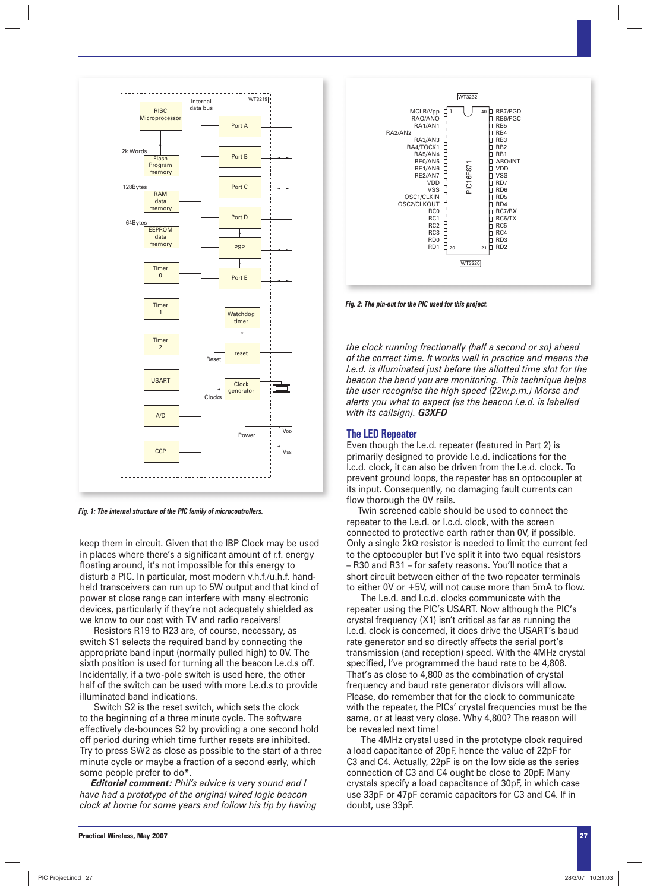Fig. 1: The internal structure of the PIC family of microcontrollers.

Fig. 2: The pin-out for the PIC used for this project.

keep them in circuit. Given that the IBP Clock may be used in places where there's a significant amount of r.f. energy floating around, it's not impossible for this energy to disturb a PIC. In particular, most modern v.h.f./u.h.f. hand-held transceivers can run up to 5W output and that kind of power at close range can interfere with many electronic devices, particularly if they're not adequately shielded as we know to our cost with TV and radio receivers!

Resistors R19 to R23 are, of course, necessary, as switch S1 selects the required band by connecting the appropriate band input (normally pulled high) to 0V. The sixth position is used for turning all the beacon l.e.d.s off. Incidentally, if a two-pole switch is used here, the other half of the switch can be used with more l.e.d.s to provide illuminated band indications.

Switch S2 is the reset switch, which sets the clock to the beginning of a three minute cycle. The software effectively de-bounces S2 by providing a one second hold off period during which time further resets are inhibited. Try to press SW2 as close as possible to the start of a three minute cycle or maybe a fraction of a second early, which some people prefer to do**\***.

***Editorial comment:** Phil's advice is very sound and I have had a prototype of the original wired logic beacon clock at home for some years and follow his tip by having the clock running fractionally (half a second or so) ahead of the correct time. It works well in practice and means the l.e.d. is illuminated just before the allotted time slot for the beacon the band you are monitoring. This technique helps the user recognise the high speed (22w.p.m.) Morse and alerts you what to expect (as the beacon l.e.d. is labelled with its callsign).* ***G3XFD***

## The LED Repeater

Even though the l.e.d. repeater (featured in Part 2) is primarily designed to provide l.e.d. indications for the l.c.d. clock, it can also be driven from the l.e.d. clock. To prevent ground loops, the repeater has an optocoupler at its input. Consequently, no damaging fault currents can flow thorough the 0V rails.

Twin screened cable should be used to connect the repeater to the l.e.d. or l.c.d. clock, with the screen connected to protective earth rather than 0V, if possible. Only a single 2kΩ resistor is needed to limit the current fed to the optocoupler but I've split it into two equal resistors – R30 and R31 – for safety reasons. You'll notice that a short circuit between either of the two repeater terminals to either 0V or +5V, will not cause more than 5mA to flow.

The l.e.d. and l.c.d. clocks communicate with the repeater using the PIC's USART. Now although the PIC's crystal frequency (X1) isn't critical as far as running the l.e.d. clock is concerned, it does drive the USART's baud rate generator and so directly affects the serial port's transmission (and reception) speed. With the 4MHz crystal specified, I've programmed the baud rate to be 4,808. That's as close to 4,800 as the combination of crystal frequency and baud rate generator divisors will allow. Please, do remember that for the clock to communicate with the repeater, the PICs' crystal frequencies must be the same, or at least very close. Why 4,800? The reason will be revealed next time!

The 4MHz crystal used in the prototype clock required a load capacitance of 20pF, hence the value of 22pF for C3 and C4. Actually, 22pF is on the low side as the series connection of C3 and C4 ought be close to 20pF. Many crystals specify a load capacitance of 30pF, in which case use 33pF or 47pF ceramic capacitors for C3 and C4. If in doubt, use 33pF.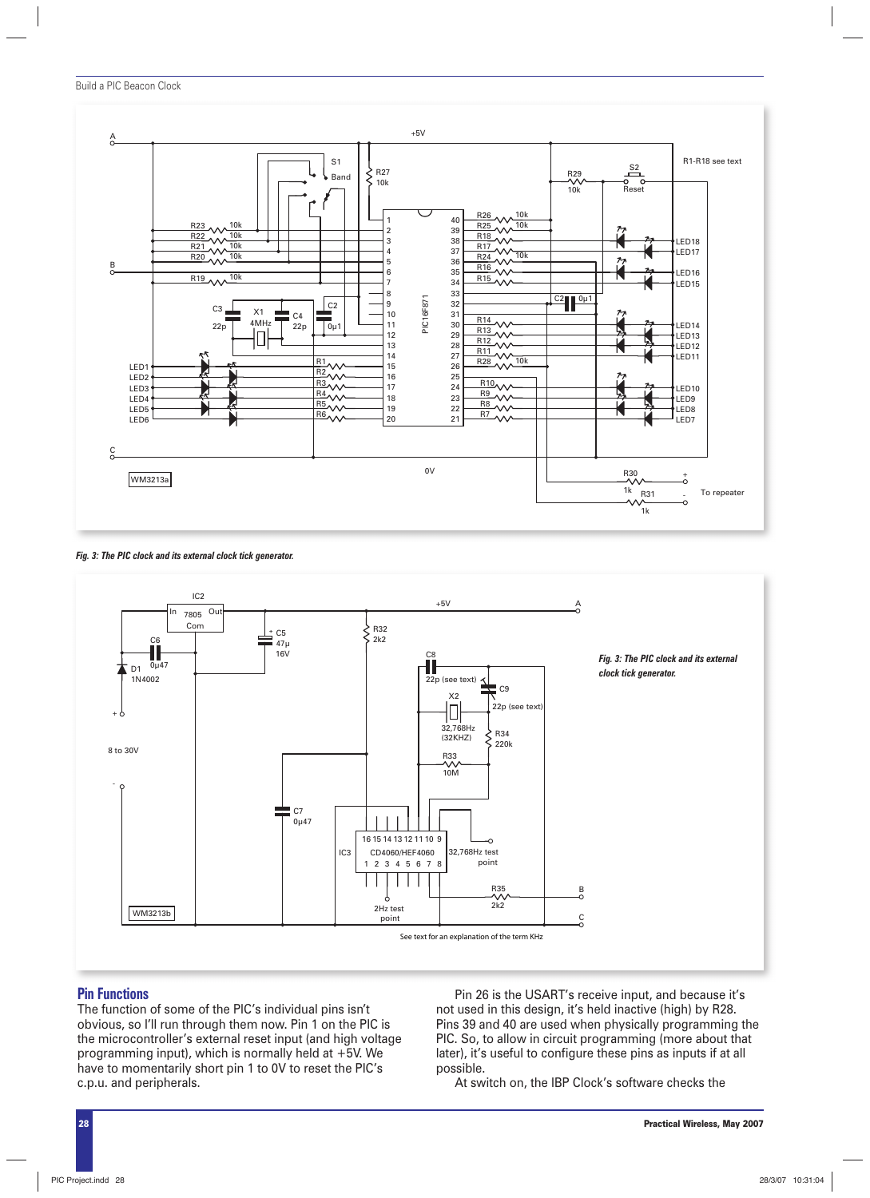*Fig. 3: The PIC clock and its external clock tick generator.*

*Fig. 3: The PIC clock and its external clock tick generator.*

## Pin Functions

The function of some of the PIC's individual pins isn't obvious, so I'll run through them now. Pin 1 on the PIC is the microcontroller's external reset input (and high voltage programming input), which is normally held at +5V. We have to momentarily short pin 1 to 0V to reset the PIC's c.p.u. and peripherals.

Pin 26 is the USART's receive input, and because it's not used in this design, it's held inactive (high) by R28. Pins 39 and 40 are used when physically programming the PIC. So, to allow in circuit programming (more about that later), it's useful to configure these pins as inputs if at all possible.

At switch on, the IBP Clock's software checks the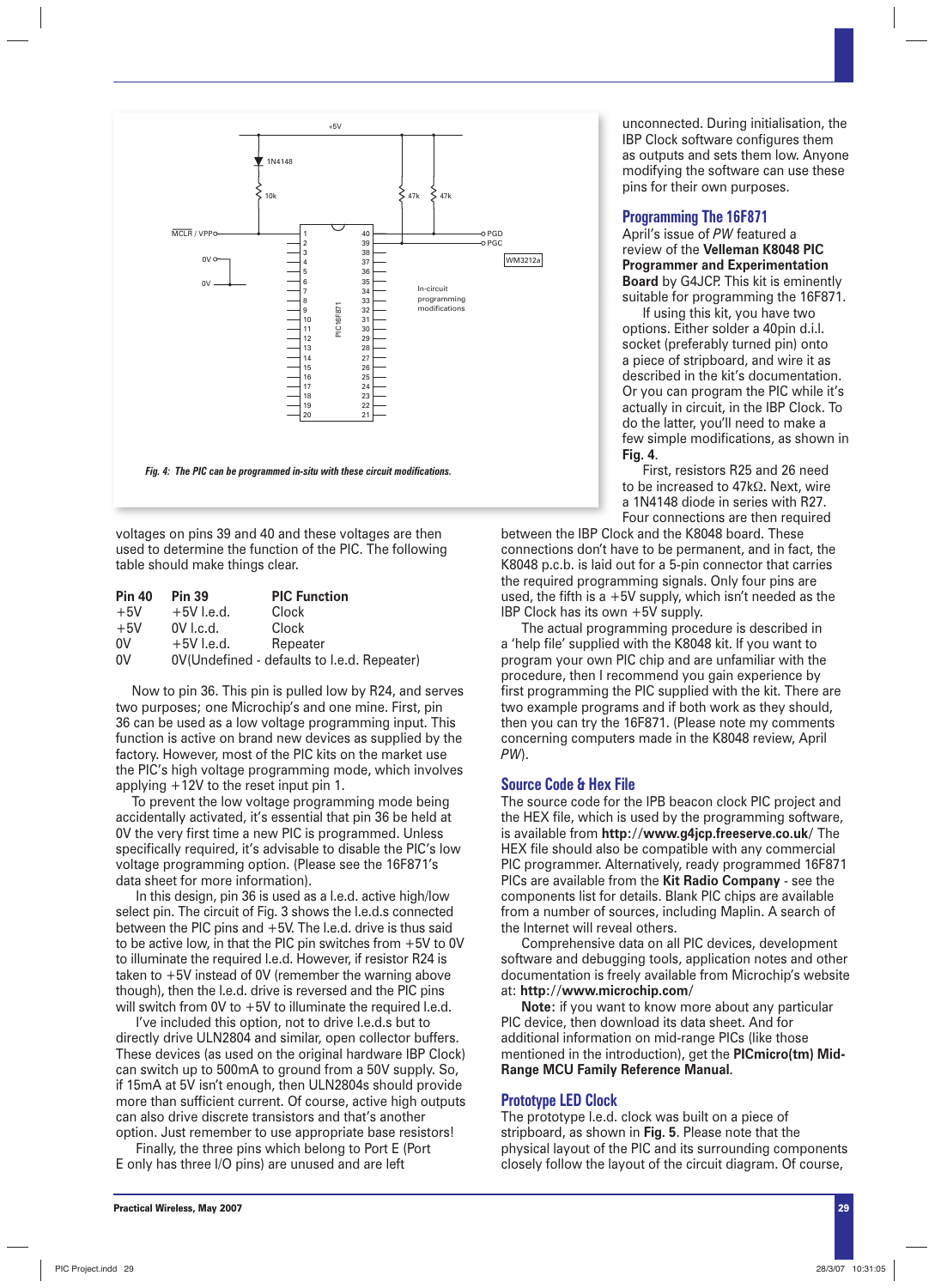*Fig. 4: The PIC can be programmed in-situ with these circuit modifications.*

voltages on pins 39 and 40 and these voltages are then used to determine the function of the PIC. The following table should make things clear.

| Pin 40 | Pin 39 | PIC Function |
|---|---|---|
| +5V | +5V l.e.d. | Clock |
| +5V | 0V l.c.d. | Clock |
| 0V | +5V l.e.d. | Repeater |
| 0V | 0V(Undefined - defaults to l.e.d. Repeater) | |

Now to pin 36. This pin is pulled low by R24, and serves two purposes; one Microchip's and one mine. First, pin 36 can be used as a low voltage programming input. This function is active on brand new devices as supplied by the factory. However, most of the PIC kits on the market use the PIC's high voltage programming mode, which involves applying +12V to the reset input pin 1.

To prevent the low voltage programming mode being accidentally activated, it's essential that pin 36 be held at 0V the very first time a new PIC is programmed. Unless specifically required, it's advisable to disable the PIC's low voltage programming option. (Please see the 16F871's data sheet for more information).

In this design, pin 36 is used as a l.e.d. active high/low select pin. The circuit of Fig. 3 shows the l.e.d.s connected between the PIC pins and +5V. The l.e.d. drive is thus said to be active low, in that the PIC pin switches from +5V to 0V to illuminate the required l.e.d. However, if resistor R24 is taken to +5V instead of 0V (remember the warning above though), then the l.e.d. drive is reversed and the PIC pins will switch from 0V to +5V to illuminate the required l.e.d.

I've included this option, not to drive l.e.d.s but to directly drive ULN2804 and similar, open collector buffers. These devices (as used on the original hardware IBP Clock) can switch up to 500mA to ground from a 50V supply. So, if 15mA at 5V isn't enough, then ULN2804s should provide more than sufficient current. Of course, active high outputs can also drive discrete transistors and that's another option. Just remember to use appropriate base resistors!

Finally, the three pins which belong to Port E (Port E only has three I/O pins) are unused and are left unconnected. During initialisation, the IBP Clock software configures them as outputs and sets them low. Anyone modifying the software can use these pins for their own purposes.

## Programming The 16F871

April's issue of *PW* featured a review of the **Velleman K8048 PIC Programmer and Experimentation Board** by G4JCP. This kit is eminently suitable for programming the 16F871.

If using this kit, you have two options. Either solder a 40pin d.i.l. socket (preferably turned pin) onto a piece of stripboard, and wire it as described in the kit's documentation. Or you can program the PIC while it's actually in circuit, in the IBP Clock. To do the latter, you'll need to make a few simple modifications, as shown in **Fig. 4**.

First, resistors R25 and 26 need to be increased to 47kΩ. Next, wire a 1N4148 diode in series with R27. Four connections are then required between the IBP Clock and the K8048 board. These connections don't have to be permanent, and in fact, the K8048 p.c.b. is laid out for a 5-pin connector that carries the required programming signals. Only four pins are used, the fifth is a +5V supply, which isn't needed as the IBP Clock has its own +5V supply.

The actual programming procedure is described in a 'help file' supplied with the K8048 kit. If you want to program your own PIC chip and are unfamiliar with the procedure, then I recommend you gain experience by first programming the PIC supplied with the kit. There are two example programs and if both work as they should, then you can try the 16F871. (Please note my comments concerning computers made in the K8048 review, April *PW*).

## Source Code & Hex File

The source code for the IPB beacon clock PIC project and the HEX file, which is used by the programming software, is available from **http://www.g4jcp.freeserve.co.uk/** The HEX file should also be compatible with any commercial PIC programmer. Alternatively, ready programmed 16F871 PICs are available from the **Kit Radio Company** - see the components list for details. Blank PIC chips are available from a number of sources, including Maplin. A search of the Internet will reveal others.

Comprehensive data on all PIC devices, development software and debugging tools, application notes and other documentation is freely available from Microchip's website at: **http://www.microchip.com/**

**Note**: if you want to know more about any particular PIC device, then download its data sheet. And for additional information on mid-range PICs (like those mentioned in the introduction), get the **PICmicro(tm) Mid-Range MCU Family Reference Manual**.

## Prototype LED Clock

The prototype l.e.d. clock was built on a piece of stripboard, as shown in **Fig. 5**. Please note that the physical layout of the PIC and its surrounding components closely follow the layout of the circuit diagram. Of course,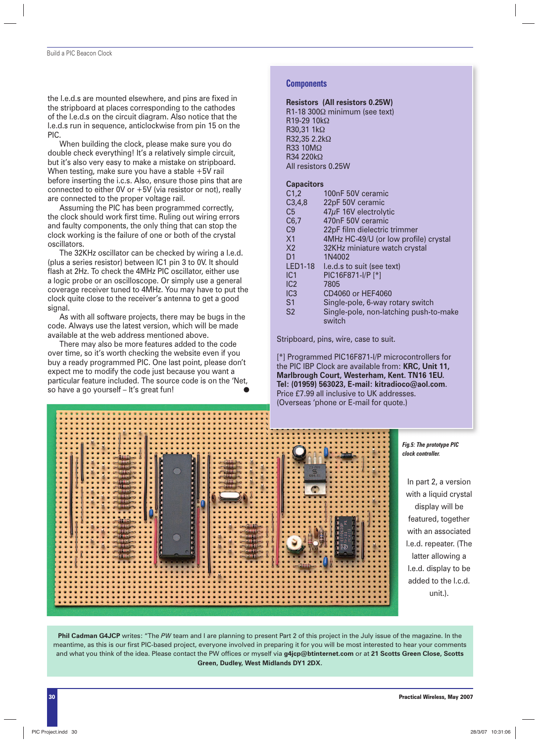the l.e.d.s are mounted elsewhere, and pins are fixed in the stripboard at places corresponding to the cathodes of the l.e.d.s on the circuit diagram. Also notice that the l.e.d.s run in sequence, anticlockwise from pin 15 on the PIC.

When building the clock, please make sure you do double check everything! It's a relatively simple circuit, but it's also very easy to make a mistake on stripboard. When testing, make sure you have a stable +5V rail before inserting the i.c.s. Also, ensure those pins that are connected to either 0V or +5V (via resistor or not), really are connected to the proper voltage rail.

Assuming the PIC has been programmed correctly, the clock should work first time. Ruling out wiring errors and faulty components, the only thing that can stop the clock working is the failure of one or both of the crystal oscillators.

The 32KHz oscillator can be checked by wiring a l.e.d. (plus a series resistor) between IC1 pin 3 to 0V. It should flash at 2Hz. To check the 4MHz PIC oscillator, either use a logic probe or an oscilloscope. Or simply use a general coverage receiver tuned to 4MHz. You may have to put the clock quite close to the receiver's antenna to get a good signal.

As with all software projects, there may be bugs in the code. Always use the latest version, which will be made available at the web address mentioned above.

There may also be more features added to the code over time, so it's worth checking the website even if you buy a ready programmed PIC. One last point, please don't expect me to modify the code just because you want a particular feature included. The source code is on the 'Net, so have a go yourself – It's great fun!

## Components

**Resistors (All resistors 0.25W)**

R1-18 300Ω minimum (see text)
R19-29 10kΩ
R30,31 1kΩ
R32,35 2.2kΩ
R33 10MΩ
R34 220kΩ
All resistors 0.25W

**Capacitors**

| | |
|---|---|
| C1,2 | 100nF 50V ceramic |
| C3,4,8 | 22pF 50V ceramic |
| C5 | 47μF 16V electrolytic |
| C6,7 | 470nF 50V ceramic |
| C9 | 22pF film dielectric trimmer |
| X1 | 4MHz HC-49/U (or low profile) crystal |
| X2 | 32KHz miniature watch crystal |
| D1 | 1N4002 |
| LED1-18 | l.e.d.s to suit (see text) |
| IC1 | PIC16F871-I/P [*] |
| IC2 | 7805 |
| IC3 | CD4060 or HEF4060 |
| S1 | Single-pole, 6-way rotary switch |
| S2 | Single-pole, non-latching push-to-make switch |

Stripboard, pins, wire, case to suit.

[*] Programmed PIC16F871-I/P microcontrollers for the PIC IBP Clock are available from: **KRC, Unit 11, Marlbrough Court, Westerham, Kent. TN16 1EU. Tel: (01959) 563023, E-mail: kitradioco@aol.com**. Price £7.99 all inclusive to UK addresses. (Overseas 'phone or E-mail for quote.)

*Fig.5: The prototype PIC clock controller.*

In part 2, a version with a liquid crystal display will be featured, together with an associated l.e.d. repeater. (The latter allowing a l.e.d. display to be added to the l.c.d. unit.).

**Phil Cadman G4JCP** writes: "The *PW* team and I are planning to present Part 2 of this project in the July issue of the magazine. In the meantime, as this is our first PIC-based project, everyone involved in preparing it for you will be most interested to hear your comments and what you think of the idea. Please contact the PW offices or myself via **g4jcp@btinternet.com** or at **21 Scotts Green Close, Scotts Green, Dudley, West Midlands DY1 2DX.**